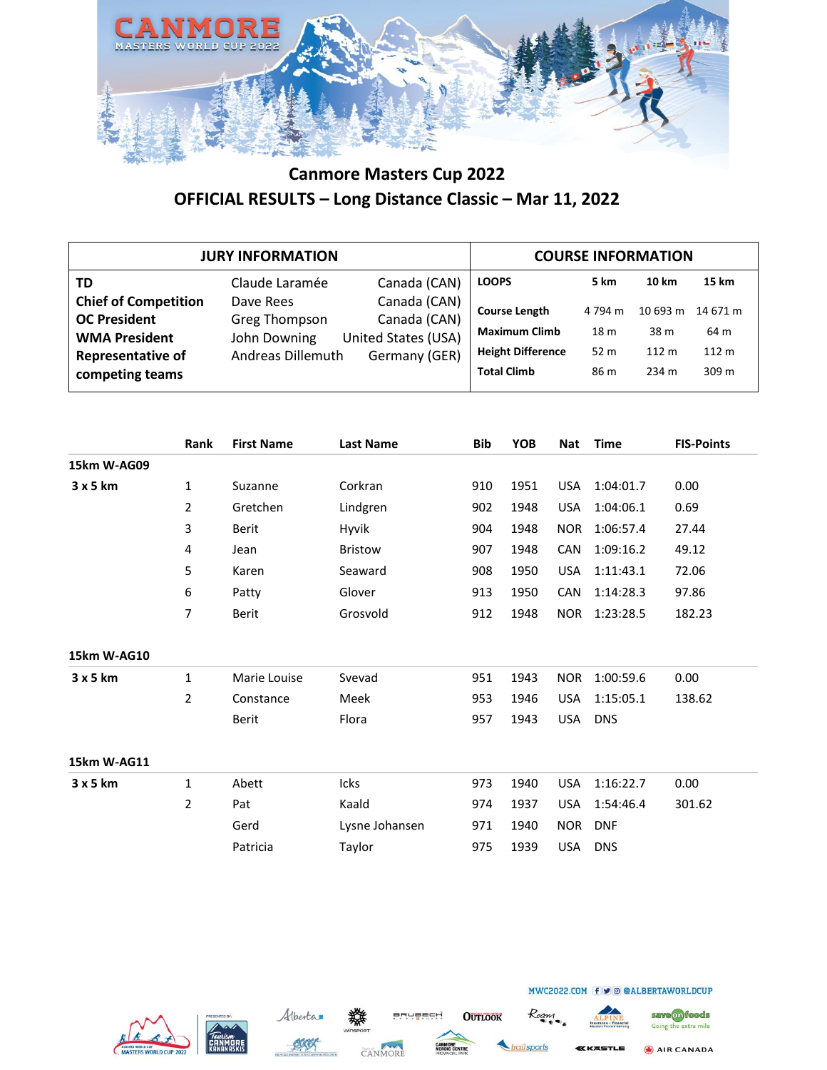# Canmore Masters Cup 2022

## OFFICIAL RESULTS – Long Distance Classic – Mar 11, 2022

| JURY INFORMATION | | |
|---|---|---|
| **TD** | Claude Laramée | Canada (CAN) |
| **Chief of Competition** | Dave Rees | Canada (CAN) |
| **OC President** | Greg Thompson | Canada (CAN) |
| **WMA President** | John Downing | United States (USA) |
| **Representative of competing teams** | Andreas Dillemuth | Germany (GER) |

| COURSE INFORMATION | | | |
|---|---|---|---|
| **LOOPS** | **5 km** | **10 km** | **15 km** |
| **Course Length** | 4 794 m | 10 693 m | 14 671 m |
| **Maximum Climb** | 18 m | 38 m | 64 m |
| **Height Difference** | 52 m | 112 m | 112 m |
| **Total Climb** | 86 m | 234 m | 309 m |

| | Rank | First Name | Last Name | Bib | YOB | Nat | Time | FIS-Points |
|---|---|---|---|---|---|---|---|---|
| **15km W-AG09** | | | | | | | | |
| **3 x 5 km** | 1 | Suzanne | Corkran | 910 | 1951 | USA | 1:04:01.7 | 0.00 |
| | 2 | Gretchen | Lindgren | 902 | 1948 | USA | 1:04:06.1 | 0.69 |
| | 3 | Berit | Hyvik | 904 | 1948 | NOR | 1:06:57.4 | 27.44 |
| | 4 | Jean | Bristow | 907 | 1948 | CAN | 1:09:16.2 | 49.12 |
| | 5 | Karen | Seaward | 908 | 1950 | USA | 1:11:43.1 | 72.06 |
| | 6 | Patty | Glover | 913 | 1950 | CAN | 1:14:28.3 | 97.86 |
| | 7 | Berit | Grosvold | 912 | 1948 | NOR | 1:23:28.5 | 182.23 |
| **15km W-AG10** | | | | | | | | |
| **3 x 5 km** | 1 | Marie Louise | Svevad | 951 | 1943 | NOR | 1:00:59.6 | 0.00 |
| | 2 | Constance | Meek | 953 | 1946 | USA | 1:15:05.1 | 138.62 |
| | | Berit | Flora | 957 | 1943 | USA | DNS | |
| **15km W-AG11** | | | | | | | | |
| **3 x 5 km** | 1 | Abett | Icks | 973 | 1940 | USA | 1:16:22.7 | 0.00 |
| | 2 | Pat | Kaald | 974 | 1937 | USA | 1:54:46.4 | 301.62 |
| | | Gerd | Lysne Johansen | 971 | 1940 | NOR | DNF | |
| | | Patricia | Taylor | 975 | 1939 | USA | DNS | |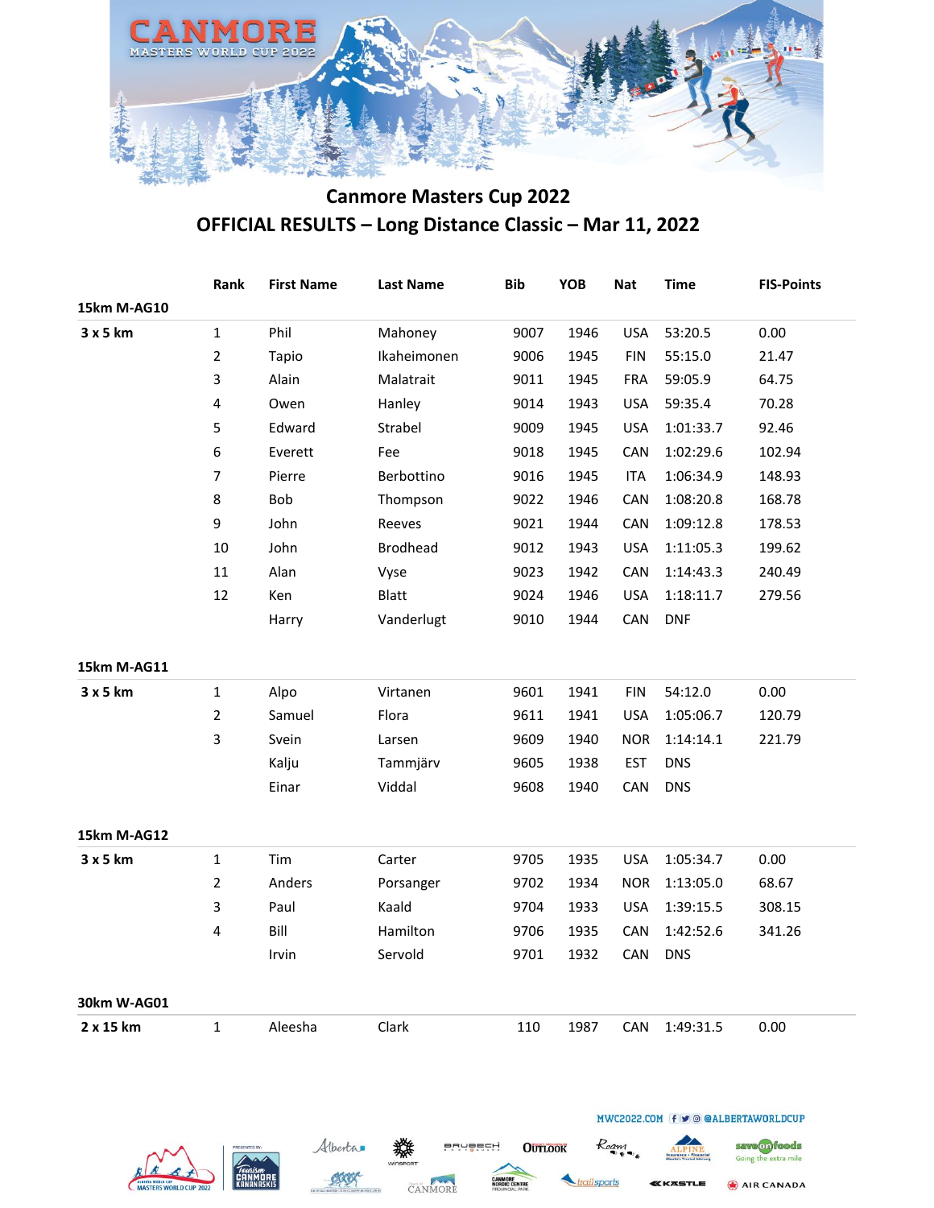## Canmore Masters Cup 2022

## OFFICIAL RESULTS – Long Distance Classic – Mar 11, 2022

| | Rank | First Name | Last Name | Bib | YOB | Nat | Time | FIS-Points |
|---|---|---|---|---|---|---|---|---|
| **15km M-AG10** | | | | | | | | |
| **3 x 5 km** | 1 | Phil | Mahoney | 9007 | 1946 | USA | 53:20.5 | 0.00 |
| | 2 | Tapio | Ikaheimonen | 9006 | 1945 | FIN | 55:15.0 | 21.47 |
| | 3 | Alain | Malatrait | 9011 | 1945 | FRA | 59:05.9 | 64.75 |
| | 4 | Owen | Hanley | 9014 | 1943 | USA | 59:35.4 | 70.28 |
| | 5 | Edward | Strabel | 9009 | 1945 | USA | 1:01:33.7 | 92.46 |
| | 6 | Everett | Fee | 9018 | 1945 | CAN | 1:02:29.6 | 102.94 |
| | 7 | Pierre | Berbottino | 9016 | 1945 | ITA | 1:06:34.9 | 148.93 |
| | 8 | Bob | Thompson | 9022 | 1946 | CAN | 1:08:20.8 | 168.78 |
| | 9 | John | Reeves | 9021 | 1944 | CAN | 1:09:12.8 | 178.53 |
| | 10 | John | Brodhead | 9012 | 1943 | USA | 1:11:05.3 | 199.62 |
| | 11 | Alan | Vyse | 9023 | 1942 | CAN | 1:14:43.3 | 240.49 |
| | 12 | Ken | Blatt | 9024 | 1946 | USA | 1:18:11.7 | 279.56 |
| | | Harry | Vanderlugt | 9010 | 1944 | CAN | DNF | |
| **15km M-AG11** | | | | | | | | |
| **3 x 5 km** | 1 | Alpo | Virtanen | 9601 | 1941 | FIN | 54:12.0 | 0.00 |
| | 2 | Samuel | Flora | 9611 | 1941 | USA | 1:05:06.7 | 120.79 |
| | 3 | Svein | Larsen | 9609 | 1940 | NOR | 1:14:14.1 | 221.79 |
| | | Kalju | Tammjärv | 9605 | 1938 | EST | DNS | |
| | | Einar | Viddal | 9608 | 1940 | CAN | DNS | |
| **15km M-AG12** | | | | | | | | |
| **3 x 5 km** | 1 | Tim | Carter | 9705 | 1935 | USA | 1:05:34.7 | 0.00 |
| | 2 | Anders | Porsanger | 9702 | 1934 | NOR | 1:13:05.0 | 68.67 |
| | 3 | Paul | Kaald | 9704 | 1933 | USA | 1:39:15.5 | 308.15 |
| | 4 | Bill | Hamilton | 9706 | 1935 | CAN | 1:42:52.6 | 341.26 |
| | | Irvin | Servold | 9701 | 1932 | CAN | DNS | |
| **30km W-AG01** | | | | | | | | |
| **2 x 15 km** | 1 | Aleesha | Clark | 110 | 1987 | CAN | 1:49:31.5 | 0.00 |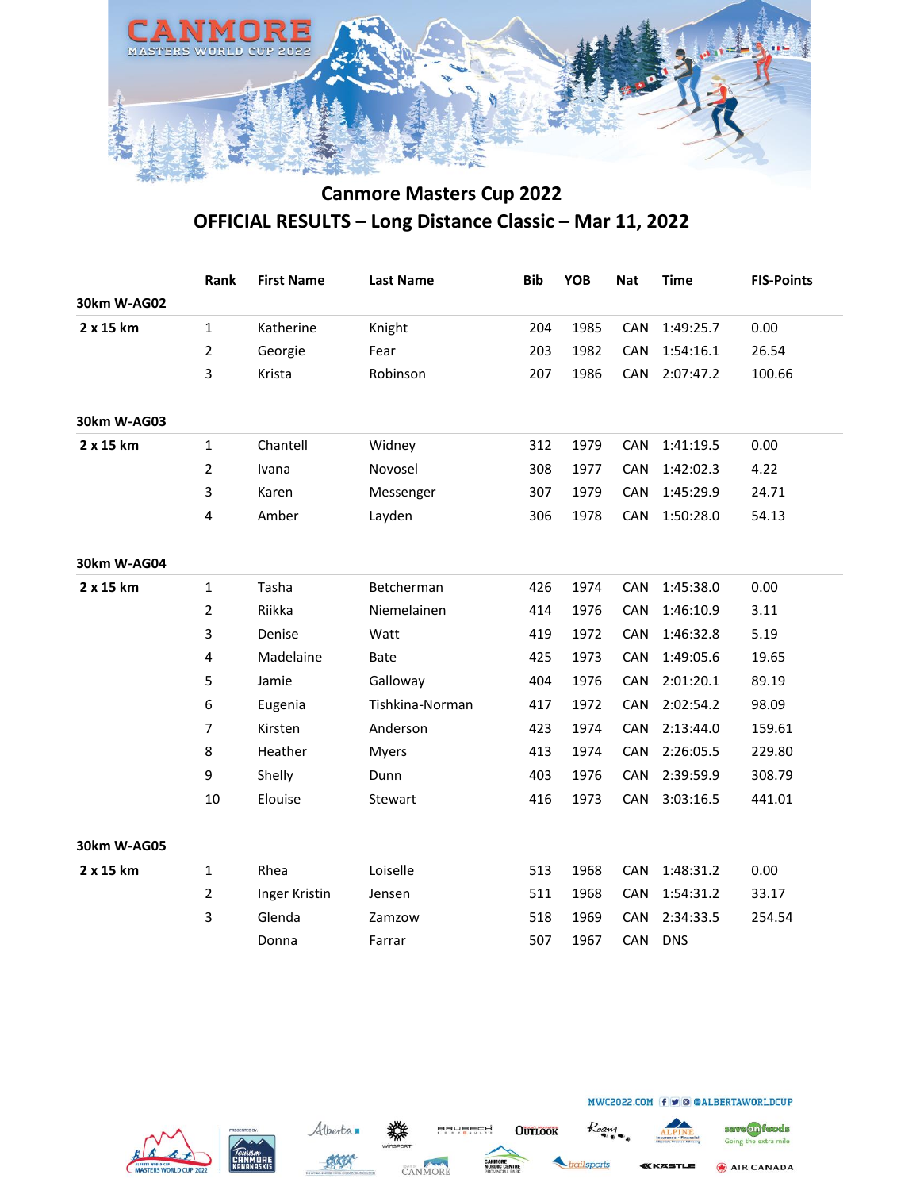# Canmore Masters Cup 2022

## OFFICIAL RESULTS – Long Distance Classic – Mar 11, 2022

| | Rank | First Name | Last Name | Bib | YOB | Nat | Time | FIS-Points |
|---|---|---|---|---|---|---|---|---|
| **30km W-AG02** | | | | | | | | |
| **2 x 15 km** | 1 | Katherine | Knight | 204 | 1985 | CAN | 1:49:25.7 | 0.00 |
| | 2 | Georgie | Fear | 203 | 1982 | CAN | 1:54:16.1 | 26.54 |
| | 3 | Krista | Robinson | 207 | 1986 | CAN | 2:07:47.2 | 100.66 |
| **30km W-AG03** | | | | | | | | |
| **2 x 15 km** | 1 | Chantell | Widney | 312 | 1979 | CAN | 1:41:19.5 | 0.00 |
| | 2 | Ivana | Novosel | 308 | 1977 | CAN | 1:42:02.3 | 4.22 |
| | 3 | Karen | Messenger | 307 | 1979 | CAN | 1:45:29.9 | 24.71 |
| | 4 | Amber | Layden | 306 | 1978 | CAN | 1:50:28.0 | 54.13 |
| **30km W-AG04** | | | | | | | | |
| **2 x 15 km** | 1 | Tasha | Betcherman | 426 | 1974 | CAN | 1:45:38.0 | 0.00 |
| | 2 | Riikka | Niemelainen | 414 | 1976 | CAN | 1:46:10.9 | 3.11 |
| | 3 | Denise | Watt | 419 | 1972 | CAN | 1:46:32.8 | 5.19 |
| | 4 | Madelaine | Bate | 425 | 1973 | CAN | 1:49:05.6 | 19.65 |
| | 5 | Jamie | Galloway | 404 | 1976 | CAN | 2:01:20.1 | 89.19 |
| | 6 | Eugenia | Tishkina-Norman | 417 | 1972 | CAN | 2:02:54.2 | 98.09 |
| | 7 | Kirsten | Anderson | 423 | 1974 | CAN | 2:13:44.0 | 159.61 |
| | 8 | Heather | Myers | 413 | 1974 | CAN | 2:26:05.5 | 229.80 |
| | 9 | Shelly | Dunn | 403 | 1976 | CAN | 2:39:59.9 | 308.79 |
| | 10 | Elouise | Stewart | 416 | 1973 | CAN | 3:03:16.5 | 441.01 |
| **30km W-AG05** | | | | | | | | |
| **2 x 15 km** | 1 | Rhea | Loiselle | 513 | 1968 | CAN | 1:48:31.2 | 0.00 |
| | 2 | Inger Kristin | Jensen | 511 | 1968 | CAN | 1:54:31.2 | 33.17 |
| | 3 | Glenda | Zamzow | 518 | 1969 | CAN | 2:34:33.5 | 254.54 |
| | | Donna | Farrar | 507 | 1967 | CAN | DNS | |

MWC2022.COM @ALBERTAWORLDCUP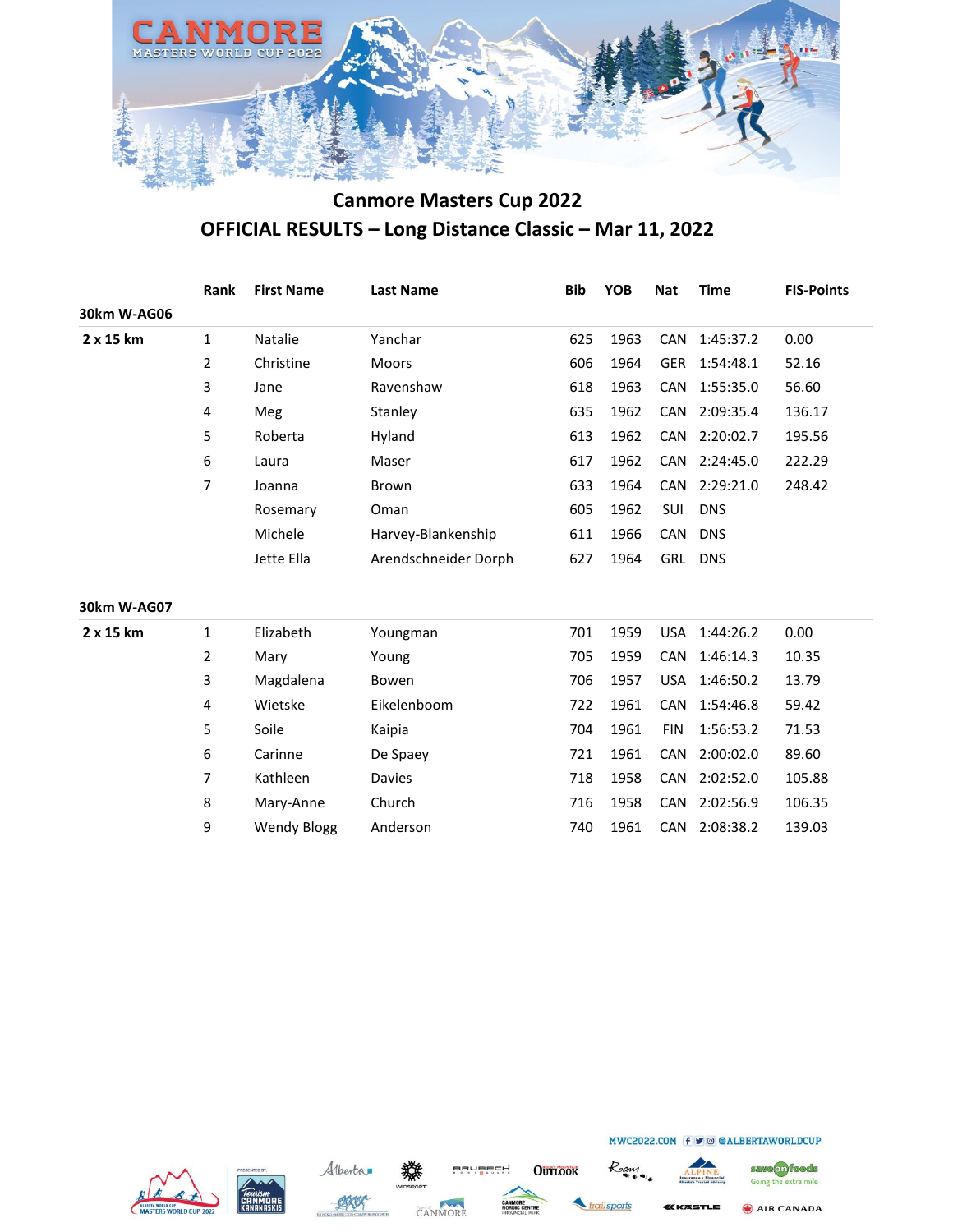# Canmore Masters Cup 2022

## OFFICIAL RESULTS – Long Distance Classic – Mar 11, 2022

| | Rank | First Name | Last Name | Bib | YOB | Nat | Time | FIS-Points |
|---|---|---|---|---|---|---|---|---|
| **30km W-AG06** | | | | | | | | |
| **2 x 15 km** | 1 | Natalie | Yanchar | 625 | 1963 | CAN | 1:45:37.2 | 0.00 |
| | 2 | Christine | Moors | 606 | 1964 | GER | 1:54:48.1 | 52.16 |
| | 3 | Jane | Ravenshaw | 618 | 1963 | CAN | 1:55:35.0 | 56.60 |
| | 4 | Meg | Stanley | 635 | 1962 | CAN | 2:09:35.4 | 136.17 |
| | 5 | Roberta | Hyland | 613 | 1962 | CAN | 2:20:02.7 | 195.56 |
| | 6 | Laura | Maser | 617 | 1962 | CAN | 2:24:45.0 | 222.29 |
| | 7 | Joanna | Brown | 633 | 1964 | CAN | 2:29:21.0 | 248.42 |
| | | Rosemary | Oman | 605 | 1962 | SUI | DNS | |
| | | Michele | Harvey-Blankenship | 611 | 1966 | CAN | DNS | |
| | | Jette Ella | Arendschneider Dorph | 627 | 1964 | GRL | DNS | |
| **30km W-AG07** | | | | | | | | |
| **2 x 15 km** | 1 | Elizabeth | Youngman | 701 | 1959 | USA | 1:44:26.2 | 0.00 |
| | 2 | Mary | Young | 705 | 1959 | CAN | 1:46:14.3 | 10.35 |
| | 3 | Magdalena | Bowen | 706 | 1957 | USA | 1:46:50.2 | 13.79 |
| | 4 | Wietske | Eikelenboom | 722 | 1961 | CAN | 1:54:46.8 | 59.42 |
| | 5 | Soile | Kaipia | 704 | 1961 | FIN | 1:56:53.2 | 71.53 |
| | 6 | Carinne | De Spaey | 721 | 1961 | CAN | 2:00:02.0 | 89.60 |
| | 7 | Kathleen | Davies | 718 | 1958 | CAN | 2:02:52.0 | 105.88 |
| | 8 | Mary-Anne | Church | 716 | 1958 | CAN | 2:02:56.9 | 106.35 |
| | 9 | Wendy Blogg | Anderson | 740 | 1961 | CAN | 2:08:38.2 | 139.03 |

MWC2022.COM @ALBERTAWORLDCUP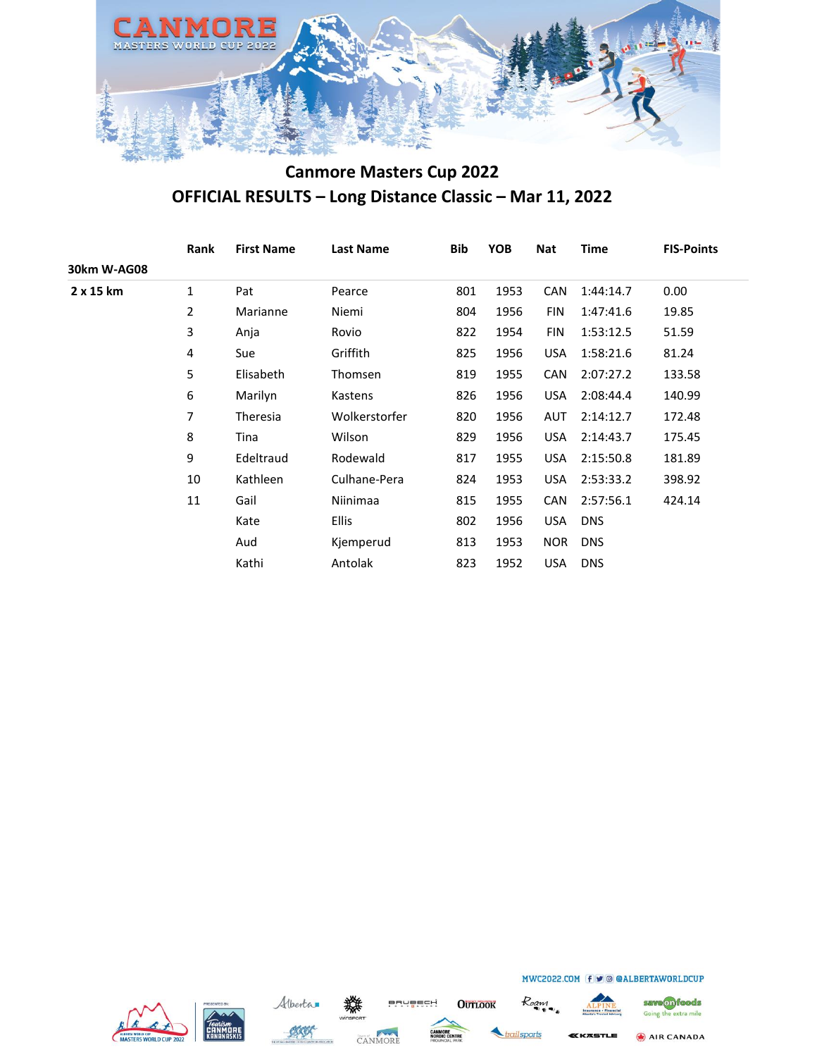# Canmore Masters Cup 2022

## OFFICIAL RESULTS – Long Distance Classic – Mar 11, 2022

| | Rank | First Name | Last Name | Bib | YOB | Nat | Time | FIS-Points |
|---|---|---|---|---|---|---|---|---|
| **30km W-AG08** | | | | | | | | |
| **2 x 15 km** | 1 | Pat | Pearce | 801 | 1953 | CAN | 1:44:14.7 | 0.00 |
| | 2 | Marianne | Niemi | 804 | 1956 | FIN | 1:47:41.6 | 19.85 |
| | 3 | Anja | Rovio | 822 | 1954 | FIN | 1:53:12.5 | 51.59 |
| | 4 | Sue | Griffith | 825 | 1956 | USA | 1:58:21.6 | 81.24 |
| | 5 | Elisabeth | Thomsen | 819 | 1955 | CAN | 2:07:27.2 | 133.58 |
| | 6 | Marilyn | Kastens | 826 | 1956 | USA | 2:08:44.4 | 140.99 |
| | 7 | Theresia | Wolkerstorfer | 820 | 1956 | AUT | 2:14:12.7 | 172.48 |
| | 8 | Tina | Wilson | 829 | 1956 | USA | 2:14:43.7 | 175.45 |
| | 9 | Edeltraud | Rodewald | 817 | 1955 | USA | 2:15:50.8 | 181.89 |
| | 10 | Kathleen | Culhane-Pera | 824 | 1953 | USA | 2:53:33.2 | 398.92 |
| | 11 | Gail | Niinimaa | 815 | 1955 | CAN | 2:57:56.1 | 424.14 |
| | | Kate | Ellis | 802 | 1956 | USA | DNS | |
| | | Aud | Kjemperud | 813 | 1953 | NOR | DNS | |
| | | Kathi | Antolak | 823 | 1952 | USA | DNS | |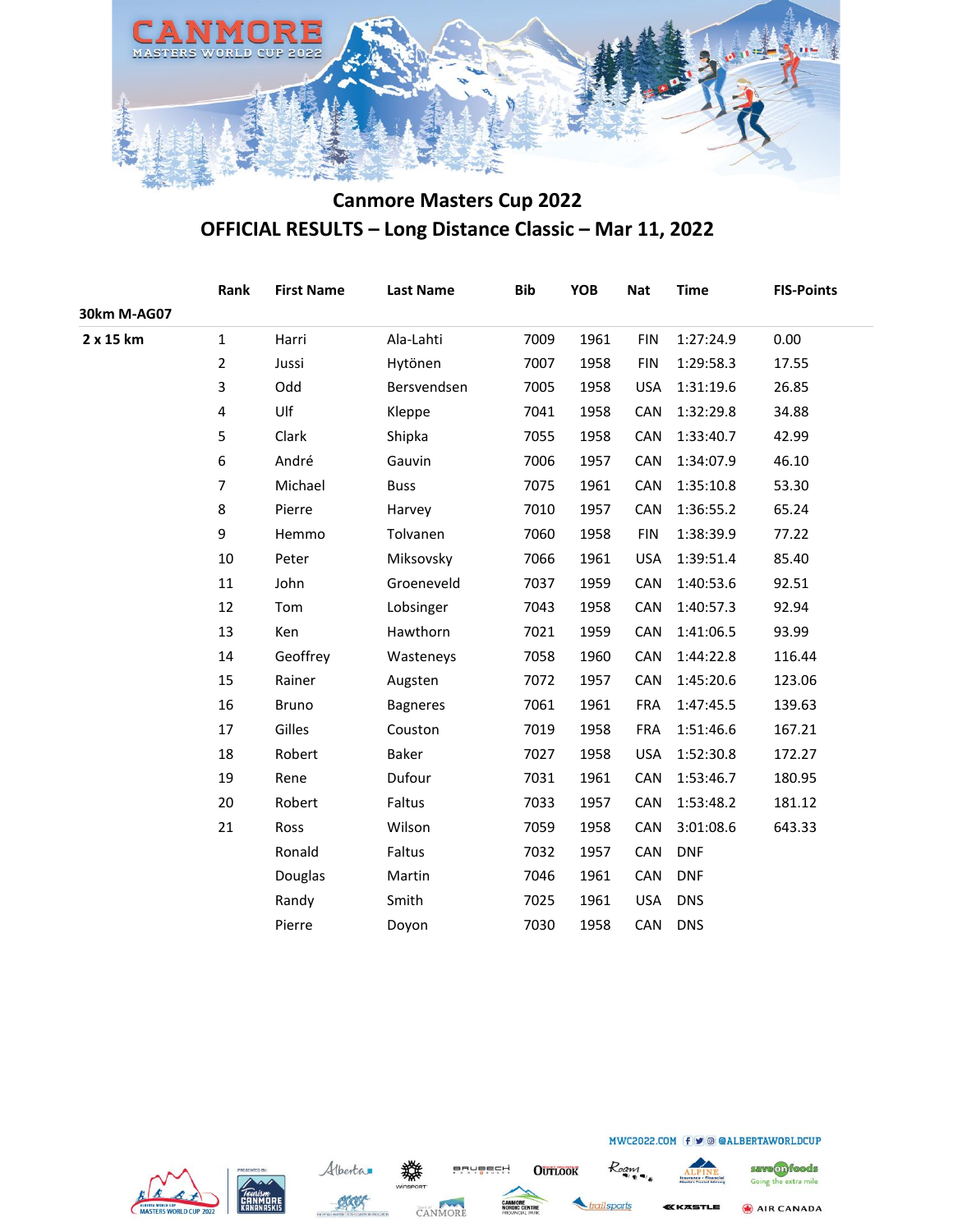# Canmore Masters Cup 2022

## OFFICIAL RESULTS – Long Distance Classic – Mar 11, 2022

| | Rank | First Name | Last Name | Bib | YOB | Nat | Time | FIS-Points |
|---|---|---|---|---|---|---|---|---|
| **30km M-AG07** | | | | | | | | |
| **2 x 15 km** | 1 | Harri | Ala-Lahti | 7009 | 1961 | FIN | 1:27:24.9 | 0.00 |
| | 2 | Jussi | Hytönen | 7007 | 1958 | FIN | 1:29:58.3 | 17.55 |
| | 3 | Odd | Bersvendsen | 7005 | 1958 | USA | 1:31:19.6 | 26.85 |
| | 4 | Ulf | Kleppe | 7041 | 1958 | CAN | 1:32:29.8 | 34.88 |
| | 5 | Clark | Shipka | 7055 | 1958 | CAN | 1:33:40.7 | 42.99 |
| | 6 | André | Gauvin | 7006 | 1957 | CAN | 1:34:07.9 | 46.10 |
| | 7 | Michael | Buss | 7075 | 1961 | CAN | 1:35:10.8 | 53.30 |
| | 8 | Pierre | Harvey | 7010 | 1957 | CAN | 1:36:55.2 | 65.24 |
| | 9 | Hemmo | Tolvanen | 7060 | 1958 | FIN | 1:38:39.9 | 77.22 |
| | 10 | Peter | Miksovsky | 7066 | 1961 | USA | 1:39:51.4 | 85.40 |
| | 11 | John | Groeneveld | 7037 | 1959 | CAN | 1:40:53.6 | 92.51 |
| | 12 | Tom | Lobsinger | 7043 | 1958 | CAN | 1:40:57.3 | 92.94 |
| | 13 | Ken | Hawthorn | 7021 | 1959 | CAN | 1:41:06.5 | 93.99 |
| | 14 | Geoffrey | Wasteneys | 7058 | 1960 | CAN | 1:44:22.8 | 116.44 |
| | 15 | Rainer | Augsten | 7072 | 1957 | CAN | 1:45:20.6 | 123.06 |
| | 16 | Bruno | Bagneres | 7061 | 1961 | FRA | 1:47:45.5 | 139.63 |
| | 17 | Gilles | Couston | 7019 | 1958 | FRA | 1:51:46.6 | 167.21 |
| | 18 | Robert | Baker | 7027 | 1958 | USA | 1:52:30.8 | 172.27 |
| | 19 | Rene | Dufour | 7031 | 1961 | CAN | 1:53:46.7 | 180.95 |
| | 20 | Robert | Faltus | 7033 | 1957 | CAN | 1:53:48.2 | 181.12 |
| | 21 | Ross | Wilson | 7059 | 1958 | CAN | 3:01:08.6 | 643.33 |
| | | Ronald | Faltus | 7032 | 1957 | CAN | DNF | |
| | | Douglas | Martin | 7046 | 1961 | CAN | DNF | |
| | | Randy | Smith | 7025 | 1961 | USA | DNS | |
| | | Pierre | Doyon | 7030 | 1958 | CAN | DNS | |

MWC2022.COM @ALBERTAWORLDCUP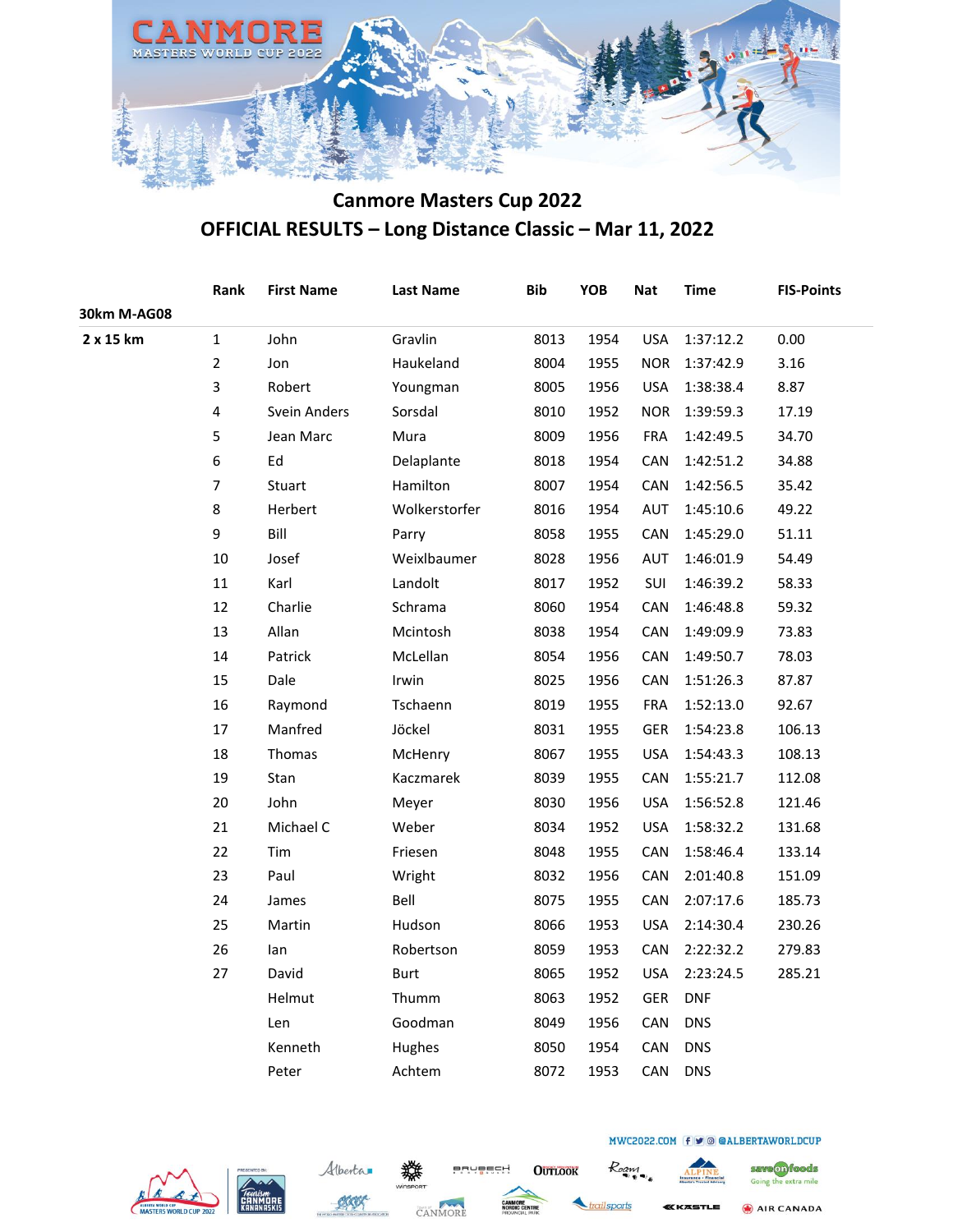# Canmore Masters Cup 2022

## OFFICIAL RESULTS – Long Distance Classic – Mar 11, 2022

| | Rank | First Name | Last Name | Bib | YOB | Nat | Time | FIS-Points |
|---|---|---|---|---|---|---|---|---|
| **30km M-AG08** | | | | | | | | |
| **2 x 15 km** | 1 | John | Gravlin | 8013 | 1954 | USA | 1:37:12.2 | 0.00 |
| | 2 | Jon | Haukeland | 8004 | 1955 | NOR | 1:37:42.9 | 3.16 |
| | 3 | Robert | Youngman | 8005 | 1956 | USA | 1:38:38.4 | 8.87 |
| | 4 | Svein Anders | Sorsdal | 8010 | 1952 | NOR | 1:39:59.3 | 17.19 |
| | 5 | Jean Marc | Mura | 8009 | 1956 | FRA | 1:42:49.5 | 34.70 |
| | 6 | Ed | Delaplante | 8018 | 1954 | CAN | 1:42:51.2 | 34.88 |
| | 7 | Stuart | Hamilton | 8007 | 1954 | CAN | 1:42:56.5 | 35.42 |
| | 8 | Herbert | Wolkerstorfer | 8016 | 1954 | AUT | 1:45:10.6 | 49.22 |
| | 9 | Bill | Parry | 8058 | 1955 | CAN | 1:45:29.0 | 51.11 |
| | 10 | Josef | Weixlbaumer | 8028 | 1956 | AUT | 1:46:01.9 | 54.49 |
| | 11 | Karl | Landolt | 8017 | 1952 | SUI | 1:46:39.2 | 58.33 |
| | 12 | Charlie | Schrama | 8060 | 1954 | CAN | 1:46:48.8 | 59.32 |
| | 13 | Allan | Mcintosh | 8038 | 1954 | CAN | 1:49:09.9 | 73.83 |
| | 14 | Patrick | McLellan | 8054 | 1956 | CAN | 1:49:50.7 | 78.03 |
| | 15 | Dale | Irwin | 8025 | 1956 | CAN | 1:51:26.3 | 87.87 |
| | 16 | Raymond | Tschaenn | 8019 | 1955 | FRA | 1:52:13.0 | 92.67 |
| | 17 | Manfred | Jöckel | 8031 | 1955 | GER | 1:54:23.8 | 106.13 |
| | 18 | Thomas | McHenry | 8067 | 1955 | USA | 1:54:43.3 | 108.13 |
| | 19 | Stan | Kaczmarek | 8039 | 1955 | CAN | 1:55:21.7 | 112.08 |
| | 20 | John | Meyer | 8030 | 1956 | USA | 1:56:52.8 | 121.46 |
| | 21 | Michael C | Weber | 8034 | 1952 | USA | 1:58:32.2 | 131.68 |
| | 22 | Tim | Friesen | 8048 | 1955 | CAN | 1:58:46.4 | 133.14 |
| | 23 | Paul | Wright | 8032 | 1956 | CAN | 2:01:40.8 | 151.09 |
| | 24 | James | Bell | 8075 | 1955 | CAN | 2:07:17.6 | 185.73 |
| | 25 | Martin | Hudson | 8066 | 1953 | USA | 2:14:30.4 | 230.26 |
| | 26 | Ian | Robertson | 8059 | 1953 | CAN | 2:22:32.2 | 279.83 |
| | 27 | David | Burt | 8065 | 1952 | USA | 2:23:24.5 | 285.21 |
| | | Helmut | Thumm | 8063 | 1952 | GER | DNF | |
| | | Len | Goodman | 8049 | 1956 | CAN | DNS | |
| | | Kenneth | Hughes | 8050 | 1954 | CAN | DNS | |
| | | Peter | Achtem | 8072 | 1953 | CAN | DNS | |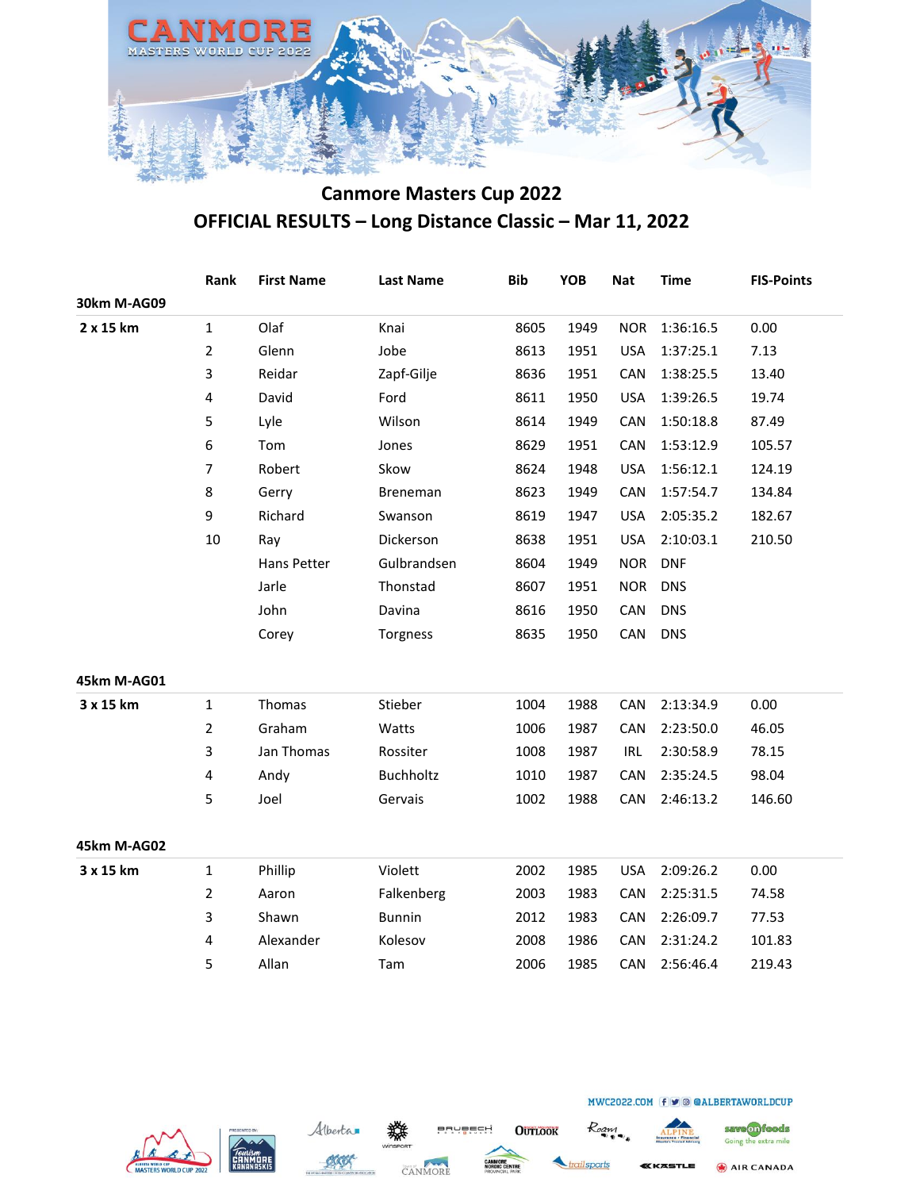## Canmore Masters Cup 2022

## OFFICIAL RESULTS – Long Distance Classic – Mar 11, 2022

| | Rank | First Name | Last Name | Bib | YOB | Nat | Time | FIS-Points |
|---|---|---|---|---|---|---|---|---|
| **30km M-AG09** | | | | | | | | |
| **2 x 15 km** | 1 | Olaf | Knai | 8605 | 1949 | NOR | 1:36:16.5 | 0.00 |
| | 2 | Glenn | Jobe | 8613 | 1951 | USA | 1:37:25.1 | 7.13 |
| | 3 | Reidar | Zapf-Gilje | 8636 | 1951 | CAN | 1:38:25.5 | 13.40 |
| | 4 | David | Ford | 8611 | 1950 | USA | 1:39:26.5 | 19.74 |
| | 5 | Lyle | Wilson | 8614 | 1949 | CAN | 1:50:18.8 | 87.49 |
| | 6 | Tom | Jones | 8629 | 1951 | CAN | 1:53:12.9 | 105.57 |
| | 7 | Robert | Skow | 8624 | 1948 | USA | 1:56:12.1 | 124.19 |
| | 8 | Gerry | Breneman | 8623 | 1949 | CAN | 1:57:54.7 | 134.84 |
| | 9 | Richard | Swanson | 8619 | 1947 | USA | 2:05:35.2 | 182.67 |
| | 10 | Ray | Dickerson | 8638 | 1951 | USA | 2:10:03.1 | 210.50 |
| | | Hans Petter | Gulbrandsen | 8604 | 1949 | NOR | DNF | |
| | | Jarle | Thonstad | 8607 | 1951 | NOR | DNS | |
| | | John | Davina | 8616 | 1950 | CAN | DNS | |
| | | Corey | Torgness | 8635 | 1950 | CAN | DNS | |
| **45km M-AG01** | | | | | | | | |
| **3 x 15 km** | 1 | Thomas | Stieber | 1004 | 1988 | CAN | 2:13:34.9 | 0.00 |
| | 2 | Graham | Watts | 1006 | 1987 | CAN | 2:23:50.0 | 46.05 |
| | 3 | Jan Thomas | Rossiter | 1008 | 1987 | IRL | 2:30:58.9 | 78.15 |
| | 4 | Andy | Buchholtz | 1010 | 1987 | CAN | 2:35:24.5 | 98.04 |
| | 5 | Joel | Gervais | 1002 | 1988 | CAN | 2:46:13.2 | 146.60 |
| **45km M-AG02** | | | | | | | | |
| **3 x 15 km** | 1 | Phillip | Violett | 2002 | 1985 | USA | 2:09:26.2 | 0.00 |
| | 2 | Aaron | Falkenberg | 2003 | 1983 | CAN | 2:25:31.5 | 74.58 |
| | 3 | Shawn | Bunnin | 2012 | 1983 | CAN | 2:26:09.7 | 77.53 |
| | 4 | Alexander | Kolesov | 2008 | 1986 | CAN | 2:31:24.2 | 101.83 |
| | 5 | Allan | Tam | 2006 | 1985 | CAN | 2:56:46.4 | 219.43 |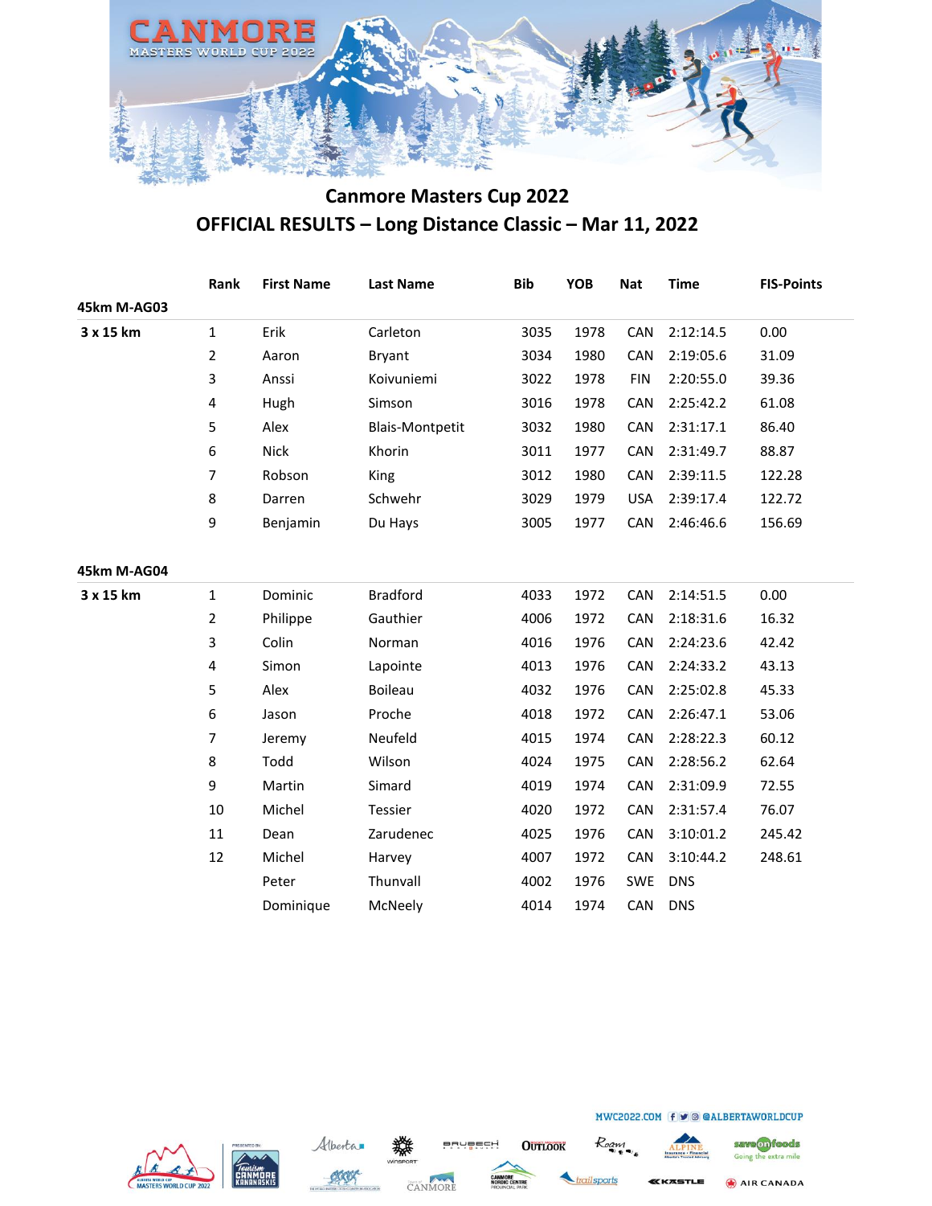## Canmore Masters Cup 2022

## OFFICIAL RESULTS – Long Distance Classic – Mar 11, 2022

| | Rank | First Name | Last Name | Bib | YOB | Nat | Time | FIS-Points |
|---|---|---|---|---|---|---|---|---|
| **45km M-AG03** | | | | | | | | |
| **3 x 15 km** | 1 | Erik | Carleton | 3035 | 1978 | CAN | 2:12:14.5 | 0.00 |
| | 2 | Aaron | Bryant | 3034 | 1980 | CAN | 2:19:05.6 | 31.09 |
| | 3 | Anssi | Koivuniemi | 3022 | 1978 | FIN | 2:20:55.0 | 39.36 |
| | 4 | Hugh | Simson | 3016 | 1978 | CAN | 2:25:42.2 | 61.08 |
| | 5 | Alex | Blais-Montpetit | 3032 | 1980 | CAN | 2:31:17.1 | 86.40 |
| | 6 | Nick | Khorin | 3011 | 1977 | CAN | 2:31:49.7 | 88.87 |
| | 7 | Robson | King | 3012 | 1980 | CAN | 2:39:11.5 | 122.28 |
| | 8 | Darren | Schwehr | 3029 | 1979 | USA | 2:39:17.4 | 122.72 |
| | 9 | Benjamin | Du Hays | 3005 | 1977 | CAN | 2:46:46.6 | 156.69 |
| **45km M-AG04** | | | | | | | | |
| **3 x 15 km** | 1 | Dominic | Bradford | 4033 | 1972 | CAN | 2:14:51.5 | 0.00 |
| | 2 | Philippe | Gauthier | 4006 | 1972 | CAN | 2:18:31.6 | 16.32 |
| | 3 | Colin | Norman | 4016 | 1976 | CAN | 2:24:23.6 | 42.42 |
| | 4 | Simon | Lapointe | 4013 | 1976 | CAN | 2:24:33.2 | 43.13 |
| | 5 | Alex | Boileau | 4032 | 1976 | CAN | 2:25:02.8 | 45.33 |
| | 6 | Jason | Proche | 4018 | 1972 | CAN | 2:26:47.1 | 53.06 |
| | 7 | Jeremy | Neufeld | 4015 | 1974 | CAN | 2:28:22.3 | 60.12 |
| | 8 | Todd | Wilson | 4024 | 1975 | CAN | 2:28:56.2 | 62.64 |
| | 9 | Martin | Simard | 4019 | 1974 | CAN | 2:31:09.9 | 72.55 |
| | 10 | Michel | Tessier | 4020 | 1972 | CAN | 2:31:57.4 | 76.07 |
| | 11 | Dean | Zarudenec | 4025 | 1976 | CAN | 3:10:01.2 | 245.42 |
| | 12 | Michel | Harvey | 4007 | 1972 | CAN | 3:10:44.2 | 248.61 |
| | | Peter | Thunvall | 4002 | 1976 | SWE | DNS | |
| | | Dominique | McNeely | 4014 | 1974 | CAN | DNS | |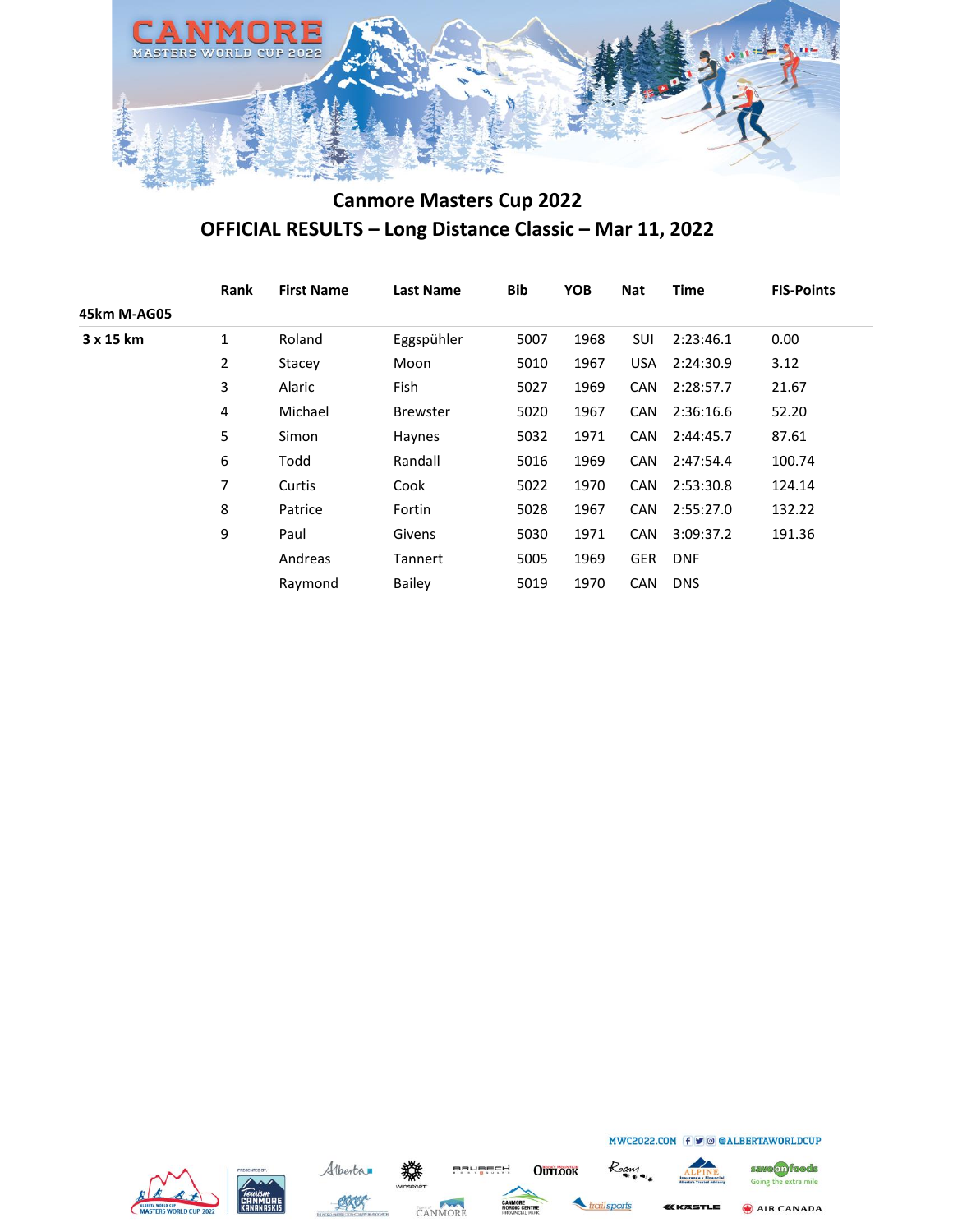## Canmore Masters Cup 2022

## OFFICIAL RESULTS – Long Distance Classic – Mar 11, 2022

| | Rank | First Name | Last Name | Bib | YOB | Nat | Time | FIS-Points |
|---|---|---|---|---|---|---|---|---|
| **45km M-AG05** | | | | | | | | |
| **3 x 15 km** | 1 | Roland | Eggspühler | 5007 | 1968 | SUI | 2:23:46.1 | 0.00 |
| | 2 | Stacey | Moon | 5010 | 1967 | USA | 2:24:30.9 | 3.12 |
| | 3 | Alaric | Fish | 5027 | 1969 | CAN | 2:28:57.7 | 21.67 |
| | 4 | Michael | Brewster | 5020 | 1967 | CAN | 2:36:16.6 | 52.20 |
| | 5 | Simon | Haynes | 5032 | 1971 | CAN | 2:44:45.7 | 87.61 |
| | 6 | Todd | Randall | 5016 | 1969 | CAN | 2:47:54.4 | 100.74 |
| | 7 | Curtis | Cook | 5022 | 1970 | CAN | 2:53:30.8 | 124.14 |
| | 8 | Patrice | Fortin | 5028 | 1967 | CAN | 2:55:27.0 | 132.22 |
| | 9 | Paul | Givens | 5030 | 1971 | CAN | 3:09:37.2 | 191.36 |
| | | Andreas | Tannert | 5005 | 1969 | GER | DNF | |
| | | Raymond | Bailey | 5019 | 1970 | CAN | DNS | |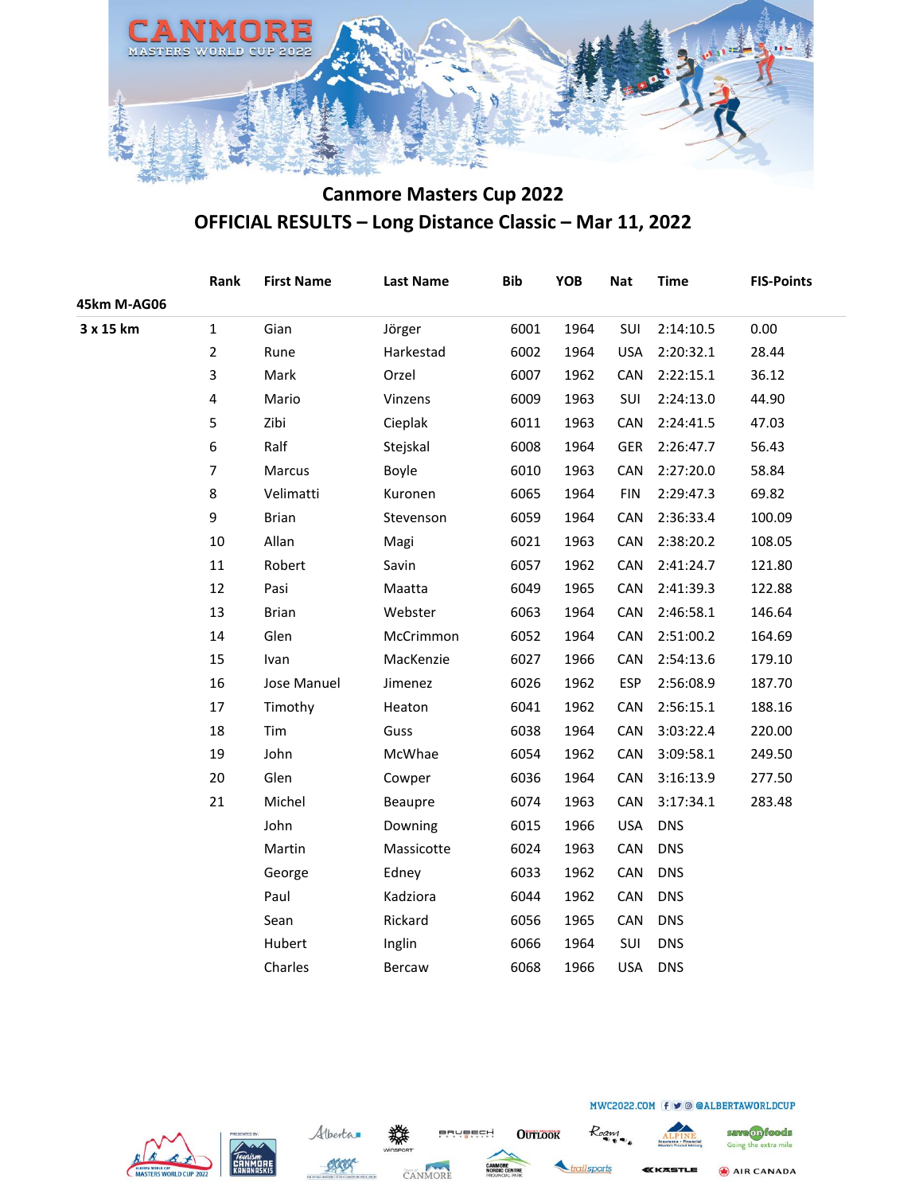## Canmore Masters Cup 2022

## OFFICIAL RESULTS – Long Distance Classic – Mar 11, 2022

| | Rank | First Name | Last Name | Bib | YOB | Nat | Time | FIS-Points |
|---|---|---|---|---|---|---|---|---|
| **45km M-AG06** | | | | | | | | |
| **3 x 15 km** | 1 | Gian | Jörger | 6001 | 1964 | SUI | 2:14:10.5 | 0.00 |
| | 2 | Rune | Harkestad | 6002 | 1964 | USA | 2:20:32.1 | 28.44 |
| | 3 | Mark | Orzel | 6007 | 1962 | CAN | 2:22:15.1 | 36.12 |
| | 4 | Mario | Vinzens | 6009 | 1963 | SUI | 2:24:13.0 | 44.90 |
| | 5 | Zibi | Cieplak | 6011 | 1963 | CAN | 2:24:41.5 | 47.03 |
| | 6 | Ralf | Stejskal | 6008 | 1964 | GER | 2:26:47.7 | 56.43 |
| | 7 | Marcus | Boyle | 6010 | 1963 | CAN | 2:27:20.0 | 58.84 |
| | 8 | Velimatti | Kuronen | 6065 | 1964 | FIN | 2:29:47.3 | 69.82 |
| | 9 | Brian | Stevenson | 6059 | 1964 | CAN | 2:36:33.4 | 100.09 |
| | 10 | Allan | Magi | 6021 | 1963 | CAN | 2:38:20.2 | 108.05 |
| | 11 | Robert | Savin | 6057 | 1962 | CAN | 2:41:24.7 | 121.80 |
| | 12 | Pasi | Maatta | 6049 | 1965 | CAN | 2:41:39.3 | 122.88 |
| | 13 | Brian | Webster | 6063 | 1964 | CAN | 2:46:58.1 | 146.64 |
| | 14 | Glen | McCrimmon | 6052 | 1964 | CAN | 2:51:00.2 | 164.69 |
| | 15 | Ivan | MacKenzie | 6027 | 1966 | CAN | 2:54:13.6 | 179.10 |
| | 16 | Jose Manuel | Jimenez | 6026 | 1962 | ESP | 2:56:08.9 | 187.70 |
| | 17 | Timothy | Heaton | 6041 | 1962 | CAN | 2:56:15.1 | 188.16 |
| | 18 | Tim | Guss | 6038 | 1964 | CAN | 3:03:22.4 | 220.00 |
| | 19 | John | McWhae | 6054 | 1962 | CAN | 3:09:58.1 | 249.50 |
| | 20 | Glen | Cowper | 6036 | 1964 | CAN | 3:16:13.9 | 277.50 |
| | 21 | Michel | Beaupre | 6074 | 1963 | CAN | 3:17:34.1 | 283.48 |
| | | John | Downing | 6015 | 1966 | USA | DNS | |
| | | Martin | Massicotte | 6024 | 1963 | CAN | DNS | |
| | | George | Edney | 6033 | 1962 | CAN | DNS | |
| | | Paul | Kadziora | 6044 | 1962 | CAN | DNS | |
| | | Sean | Rickard | 6056 | 1965 | CAN | DNS | |
| | | Hubert | Inglin | 6066 | 1964 | SUI | DNS | |
| | | Charles | Bercaw | 6068 | 1966 | USA | DNS | |

MWC2022.COM @ALBERTAWORLDCUP